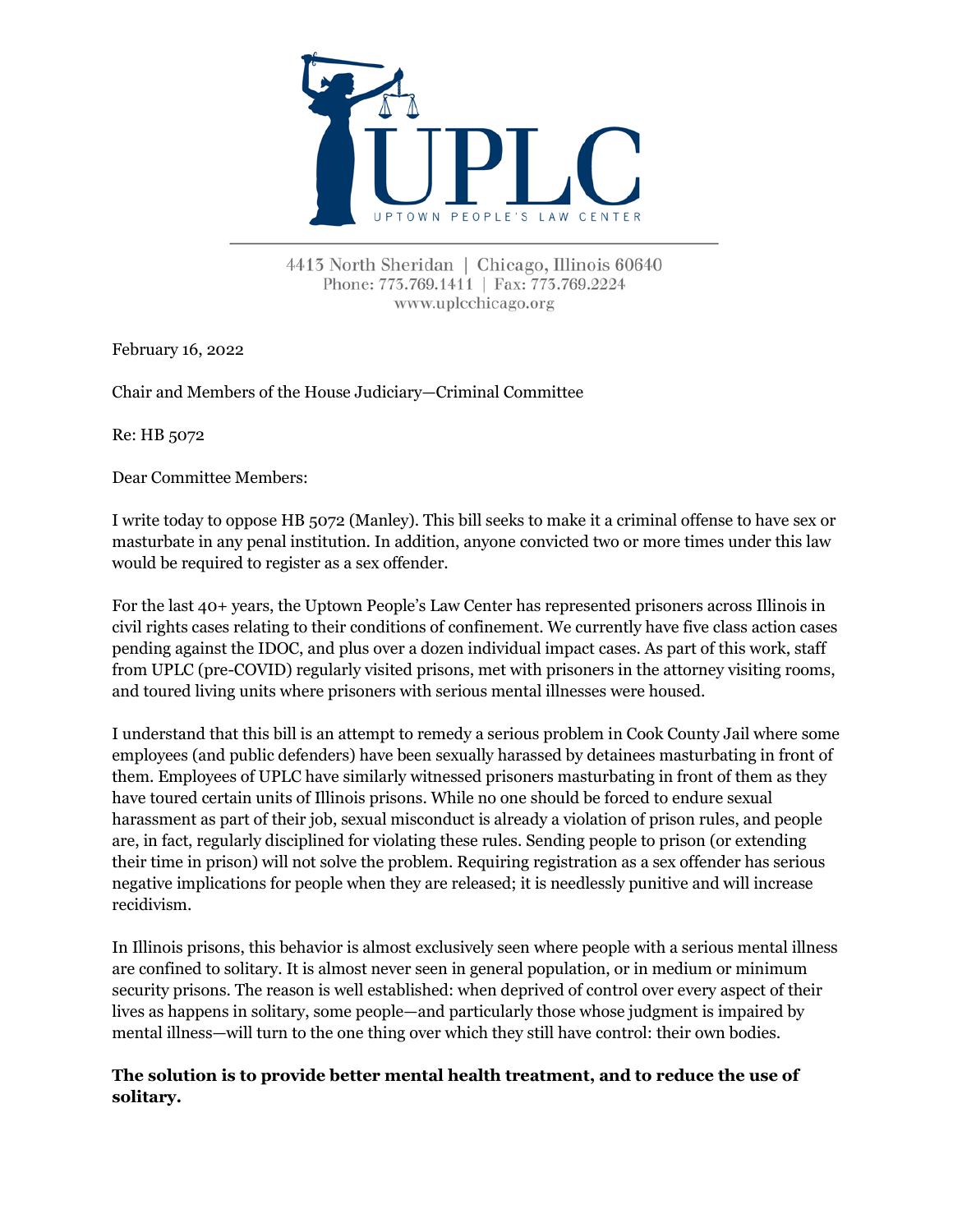UPLC

UPTOWN PEOPLE'S LAW CENTER

4413 North Sheridan | Chicago, Illinois 60640
Phone: 773.769.1411 | Fax: 773.769.2224
www.uplcchicago.org

February 16, 2022

Chair and Members of the House Judiciary—Criminal Committee

Re: HB 5072

Dear Committee Members:

I write today to oppose HB 5072 (Manley). This bill seeks to make it a criminal offense to have sex or masturbate in any penal institution. In addition, anyone convicted two or more times under this law would be required to register as a sex offender.

For the last 40+ years, the Uptown People's Law Center has represented prisoners across Illinois in civil rights cases relating to their conditions of confinement. We currently have five class action cases pending against the IDOC, and plus over a dozen individual impact cases. As part of this work, staff from UPLC (pre-COVID) regularly visited prisons, met with prisoners in the attorney visiting rooms, and toured living units where prisoners with serious mental illnesses were housed.

I understand that this bill is an attempt to remedy a serious problem in Cook County Jail where some employees (and public defenders) have been sexually harassed by detainees masturbating in front of them. Employees of UPLC have similarly witnessed prisoners masturbating in front of them as they have toured certain units of Illinois prisons. While no one should be forced to endure sexual harassment as part of their job, sexual misconduct is already a violation of prison rules, and people are, in fact, regularly disciplined for violating these rules. Sending people to prison (or extending their time in prison) will not solve the problem. Requiring registration as a sex offender has serious negative implications for people when they are released; it is needlessly punitive and will increase recidivism.

In Illinois prisons, this behavior is almost exclusively seen where people with a serious mental illness are confined to solitary. It is almost never seen in general population, or in medium or minimum security prisons. The reason is well established: when deprived of control over every aspect of their lives as happens in solitary, some people—and particularly those whose judgment is impaired by mental illness—will turn to the one thing over which they still have control: their own bodies.

**The solution is to provide better mental health treatment, and to reduce the use of solitary.**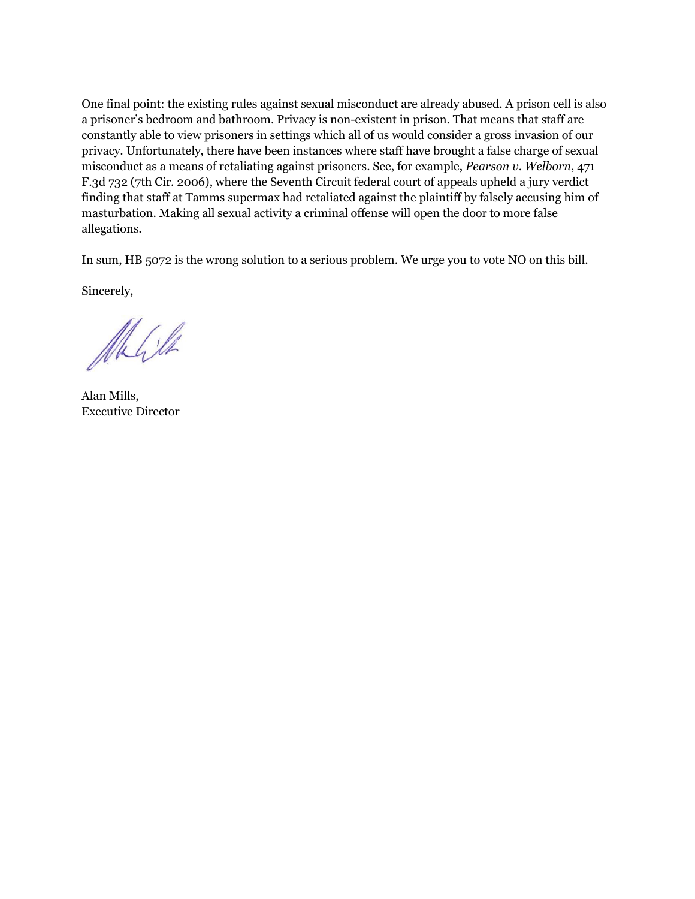One final point: the existing rules against sexual misconduct are already abused. A prison cell is also a prisoner's bedroom and bathroom. Privacy is non-existent in prison. That means that staff are constantly able to view prisoners in settings which all of us would consider a gross invasion of our privacy. Unfortunately, there have been instances where staff have brought a false charge of sexual misconduct as a means of retaliating against prisoners. See, for example, *Pearson v. Welborn*, 471 F.3d 732 (7th Cir. 2006), where the Seventh Circuit federal court of appeals upheld a jury verdict finding that staff at Tamms supermax had retaliated against the plaintiff by falsely accusing him of masturbation. Making all sexual activity a criminal offense will open the door to more false allegations.

In sum, HB 5072 is the wrong solution to a serious problem. We urge you to vote NO on this bill.

Sincerely,

Alan Mills,
Executive Director